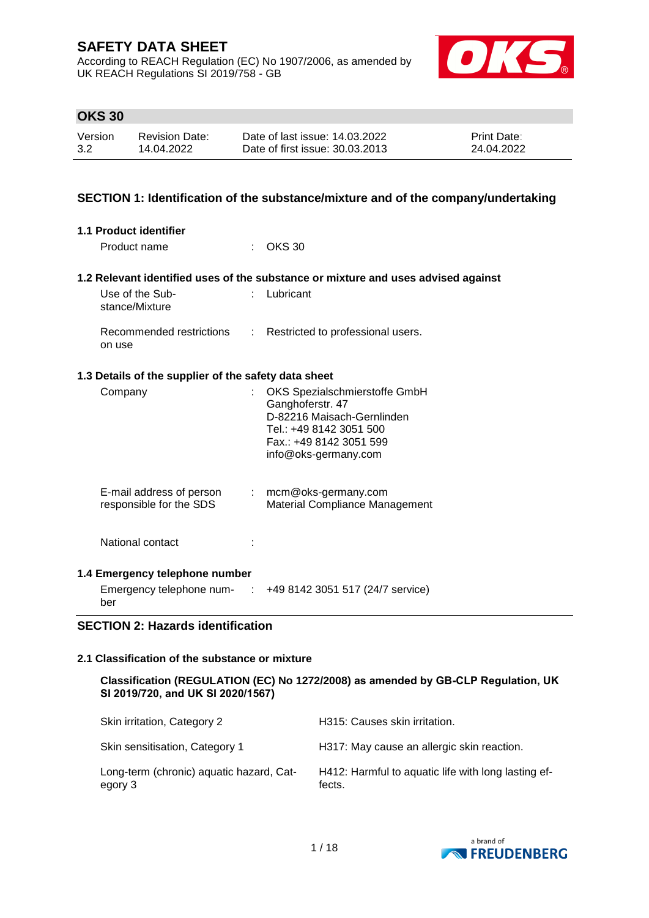# SAFETY DATA SHEET

According to REACH Regulation (EC) No 1907/2006, as amended by UK REACH Regulations SI 2019/758 - GB

## OKS 30

| Version | Revision Date: | Date of last issue: 14.03.2022 | Print Date: |
|---|---|---|---|
| 3.2 | 14.04.2022 | Date of first issue: 30.03.2013 | 24.04.2022 |

## SECTION 1: Identification of the substance/mixture and of the company/undertaking

### 1.1 Product identifier

Product name : OKS 30

### 1.2 Relevant identified uses of the substance or mixture and uses advised against

Use of the Substance/Mixture : Lubricant

Recommended restrictions on use : Restricted to professional users.

### 1.3 Details of the supplier of the safety data sheet

Company : OKS Spezialschmierstoffe GmbH
Ganghoferstr. 47
D-82216 Maisach-Gernlinden
Tel.: +49 8142 3051 500
Fax.: +49 8142 3051 599
info@oks-germany.com

E-mail address of person responsible for the SDS : mcm@oks-germany.com
Material Compliance Management

National contact :

### 1.4 Emergency telephone number

Emergency telephone number : +49 8142 3051 517 (24/7 service)

## SECTION 2: Hazards identification

### 2.1 Classification of the substance or mixture

**Classification (REGULATION (EC) No 1272/2008) as amended by GB-CLP Regulation, UK SI 2019/720, and UK SI 2020/1567)**

| | |
|---|---|
| Skin irritation, Category 2 | H315: Causes skin irritation. |
| Skin sensitisation, Category 1 | H317: May cause an allergic skin reaction. |
| Long-term (chronic) aquatic hazard, Category 3 | H412: Harmful to aquatic life with long lasting effects. |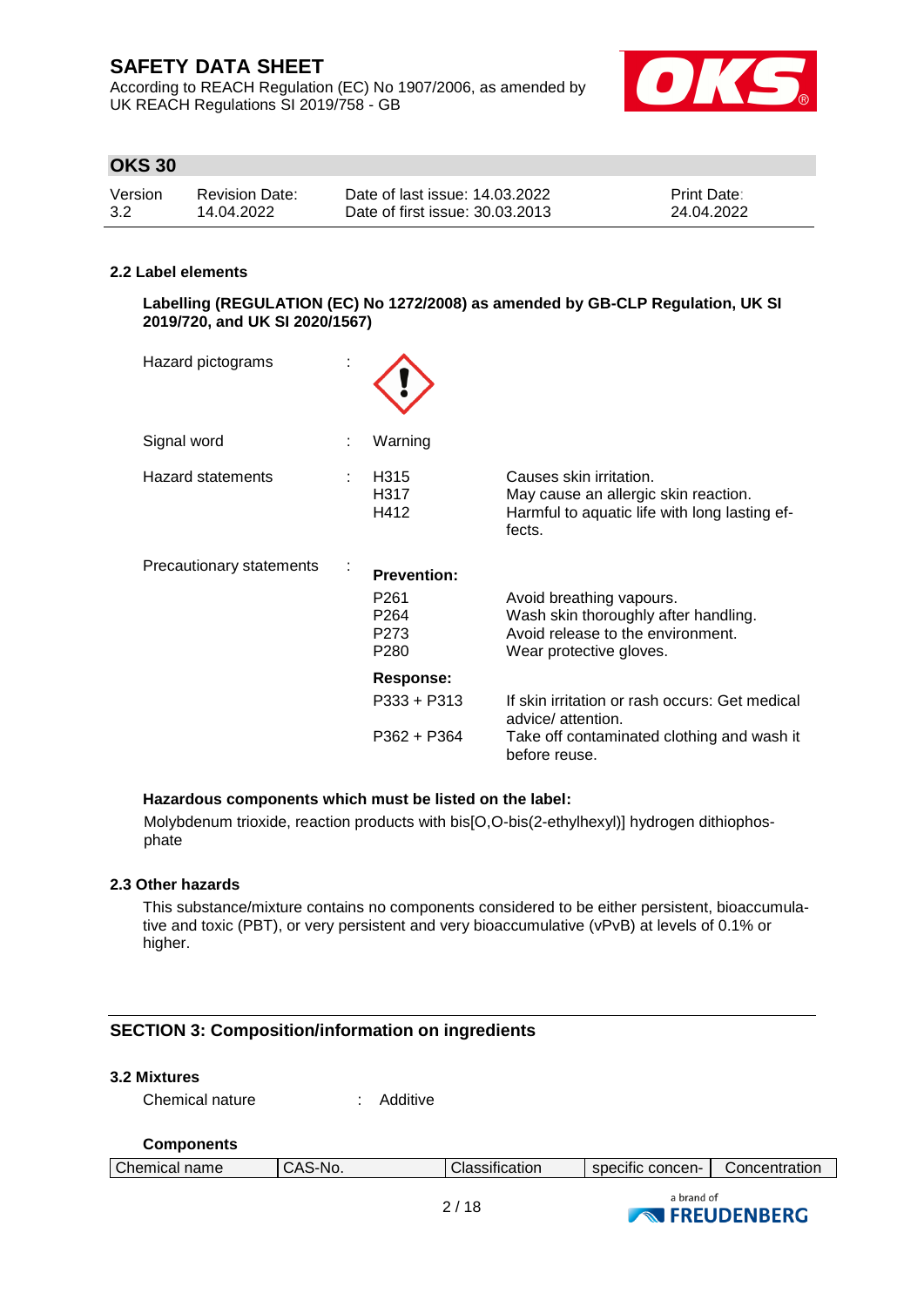## 2.2 Label elements

**Labelling (REGULATION (EC) No 1272/2008) as amended by GB-CLP Regulation, UK SI 2019/720, and UK SI 2020/1567)**

Hazard pictograms :

Signal word : Warning

Hazard statements :

| | |
|---|---|
| H315 | Causes skin irritation. |
| H317 | May cause an allergic skin reaction. |
| H412 | Harmful to aquatic life with long lasting effects. |

Precautionary statements :

**Prevention:**

| | |
|---|---|
| P261 | Avoid breathing vapours. |
| P264 | Wash skin thoroughly after handling. |
| P273 | Avoid release to the environment. |
| P280 | Wear protective gloves. |

**Response:**

| | |
|---|---|
| P333 + P313 | If skin irritation or rash occurs: Get medical advice/ attention. |
| P362 + P364 | Take off contaminated clothing and wash it before reuse. |

**Hazardous components which must be listed on the label:**

Molybdenum trioxide, reaction products with bis[O,O-bis(2-ethylhexyl)] hydrogen dithiophosphate

## 2.3 Other hazards

This substance/mixture contains no components considered to be either persistent, bioaccumulative and toxic (PBT), or very persistent and very bioaccumulative (vPvB) at levels of 0.1% or higher.

# SECTION 3: Composition/information on ingredients

## 3.2 Mixtures

Chemical nature : Additive

**Components**

| Chemical name | CAS-No. | Classification | specific concen- | Concentration |
|---|---|---|---|---|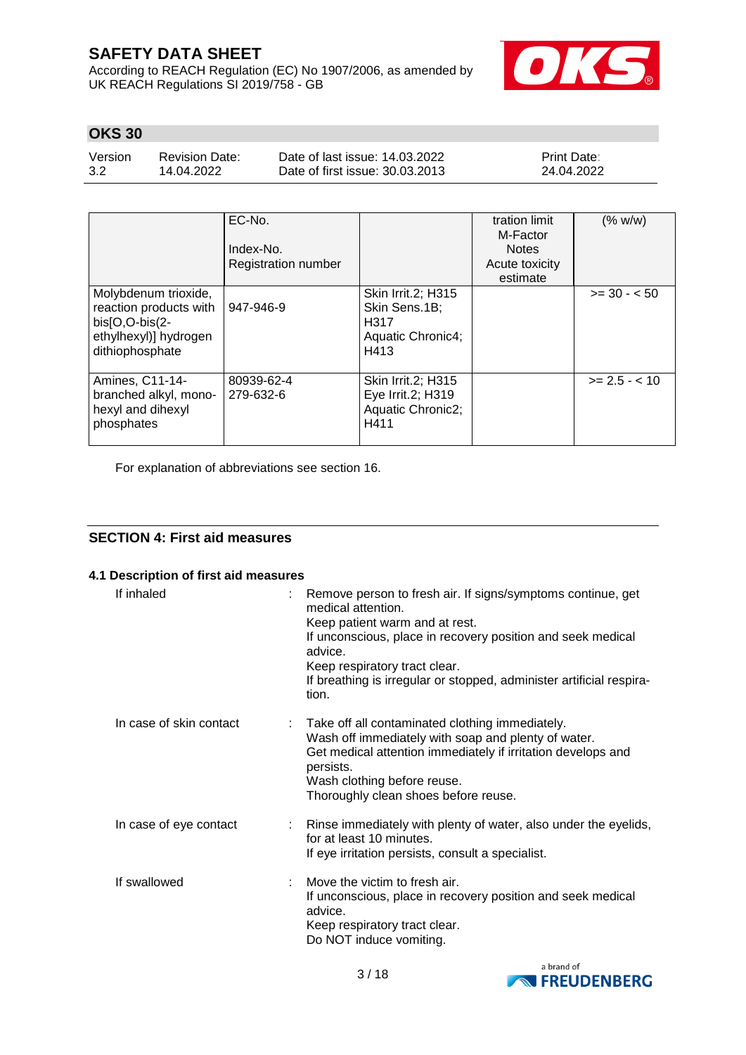| | EC-No.<br>Index-No.<br>Registration number | | tration limit<br>M-Factor<br>Notes<br>Acute toxicity estimate | (% w/w) |
|---|---|---|---|---|
| Molybdenum trioxide, reaction products with bis[O,O-bis(2-ethylhexyl)] hydrogen dithiophosphate | 947-946-9 | Skin Irrit.2; H315<br>Skin Sens.1B; H317<br>Aquatic Chronic4; H413 | | >= 30 - < 50 |
| Amines, C11-14-branched alkyl, mono-hexyl and dihexyl phosphates | 80939-62-4<br>279-632-6 | Skin Irrit.2; H315<br>Eye Irrit.2; H319<br>Aquatic Chronic2; H411 | | >= 2.5 - < 10 |

For explanation of abbreviations see section 16.

## SECTION 4: First aid measures

### 4.1 Description of first aid measures

If inhaled : Remove person to fresh air. If signs/symptoms continue, get medical attention.
Keep patient warm and at rest.
If unconscious, place in recovery position and seek medical advice.
Keep respiratory tract clear.
If breathing is irregular or stopped, administer artificial respiration.

In case of skin contact : Take off all contaminated clothing immediately.
Wash off immediately with soap and plenty of water.
Get medical attention immediately if irritation develops and persists.
Wash clothing before reuse.
Thoroughly clean shoes before reuse.

In case of eye contact : Rinse immediately with plenty of water, also under the eyelids, for at least 10 minutes.
If eye irritation persists, consult a specialist.

If swallowed : Move the victim to fresh air.
If unconscious, place in recovery position and seek medical advice.
Keep respiratory tract clear.
Do NOT induce vomiting.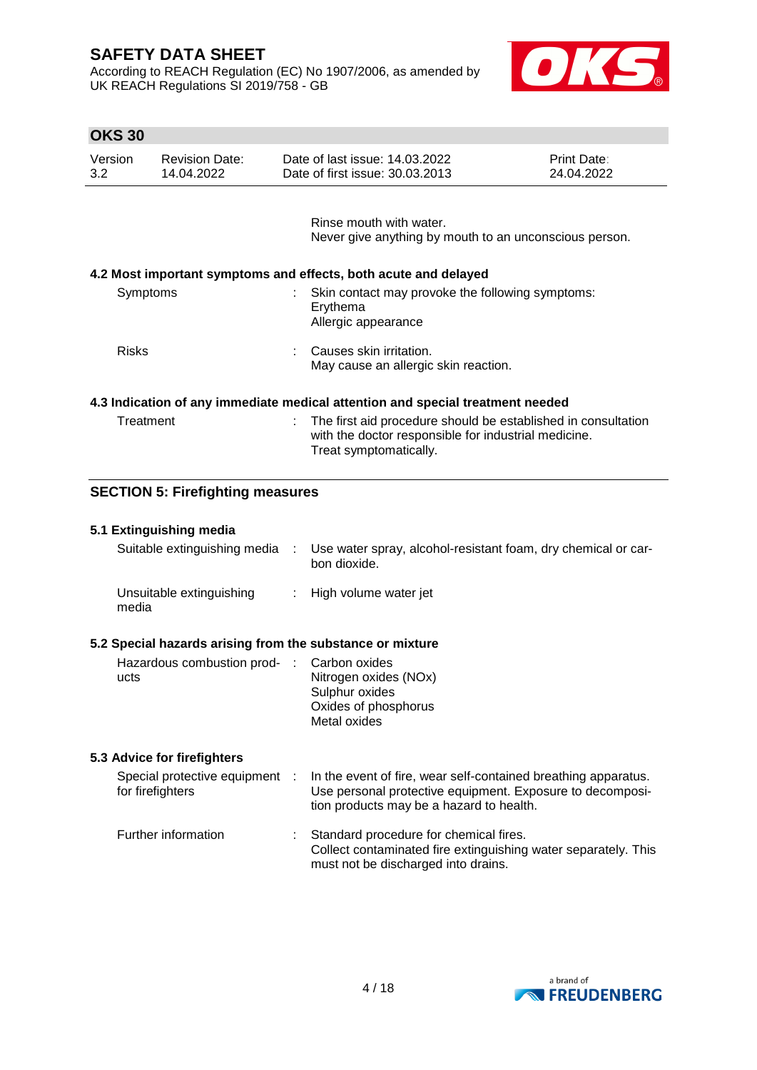Rinse mouth with water.
Never give anything by mouth to an unconscious person.

### 4.2 Most important symptoms and effects, both acute and delayed

| | | |
|---|---|---|
| Symptoms | : | Skin contact may provoke the following symptoms:<br>Erythema<br>Allergic appearance |
| Risks | : | Causes skin irritation.<br>May cause an allergic skin reaction. |

### 4.3 Indication of any immediate medical attention and special treatment needed

| | | |
|---|---|---|
| Treatment | : | The first aid procedure should be established in consultation with the doctor responsible for industrial medicine.<br>Treat symptomatically. |

## SECTION 5: Firefighting measures

### 5.1 Extinguishing media

| | | |
|---|---|---|
| Suitable extinguishing media | : | Use water spray, alcohol-resistant foam, dry chemical or carbon dioxide. |
| Unsuitable extinguishing media | : | High volume water jet |

### 5.2 Special hazards arising from the substance or mixture

| | | |
|---|---|---|
| Hazardous combustion products | : | Carbon oxides<br>Nitrogen oxides (NOx)<br>Sulphur oxides<br>Oxides of phosphorus<br>Metal oxides |

### 5.3 Advice for firefighters

| | | |
|---|---|---|
| Special protective equipment for firefighters | : | In the event of fire, wear self-contained breathing apparatus.<br>Use personal protective equipment. Exposure to decomposition products may be a hazard to health. |
| Further information | : | Standard procedure for chemical fires.<br>Collect contaminated fire extinguishing water separately. This must not be discharged into drains. |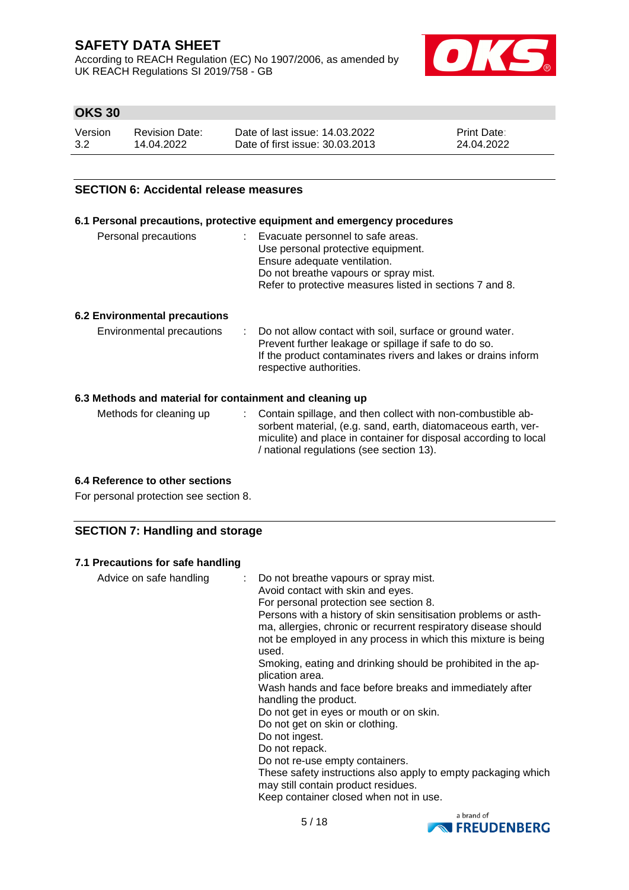## SECTION 6: Accidental release measures

### 6.1 Personal precautions, protective equipment and emergency procedures

| | |
|---|---|
| Personal precautions | : Evacuate personnel to safe areas.<br>Use personal protective equipment.<br>Ensure adequate ventilation.<br>Do not breathe vapours or spray mist.<br>Refer to protective measures listed in sections 7 and 8. |

### 6.2 Environmental precautions

| | |
|---|---|
| Environmental precautions | : Do not allow contact with soil, surface or ground water.<br>Prevent further leakage or spillage if safe to do so.<br>If the product contaminates rivers and lakes or drains inform respective authorities. |

### 6.3 Methods and material for containment and cleaning up

| | |
|---|---|
| Methods for cleaning up | : Contain spillage, and then collect with non-combustible absorbent material, (e.g. sand, earth, diatomaceous earth, vermiculite) and place in container for disposal according to local / national regulations (see section 13). |

### 6.4 Reference to other sections

For personal protection see section 8.

## SECTION 7: Handling and storage

### 7.1 Precautions for safe handling

| | |
|---|---|
| Advice on safe handling | : Do not breathe vapours or spray mist.<br>Avoid contact with skin and eyes.<br>For personal protection see section 8.<br>Persons with a history of skin sensitisation problems or asthma, allergies, chronic or recurrent respiratory disease should not be employed in any process in which this mixture is being used.<br>Smoking, eating and drinking should be prohibited in the application area.<br>Wash hands and face before breaks and immediately after handling the product.<br>Do not get in eyes or mouth or on skin.<br>Do not get on skin or clothing.<br>Do not ingest.<br>Do not repack.<br>Do not re-use empty containers.<br>These safety instructions also apply to empty packaging which may still contain product residues.<br>Keep container closed when not in use. |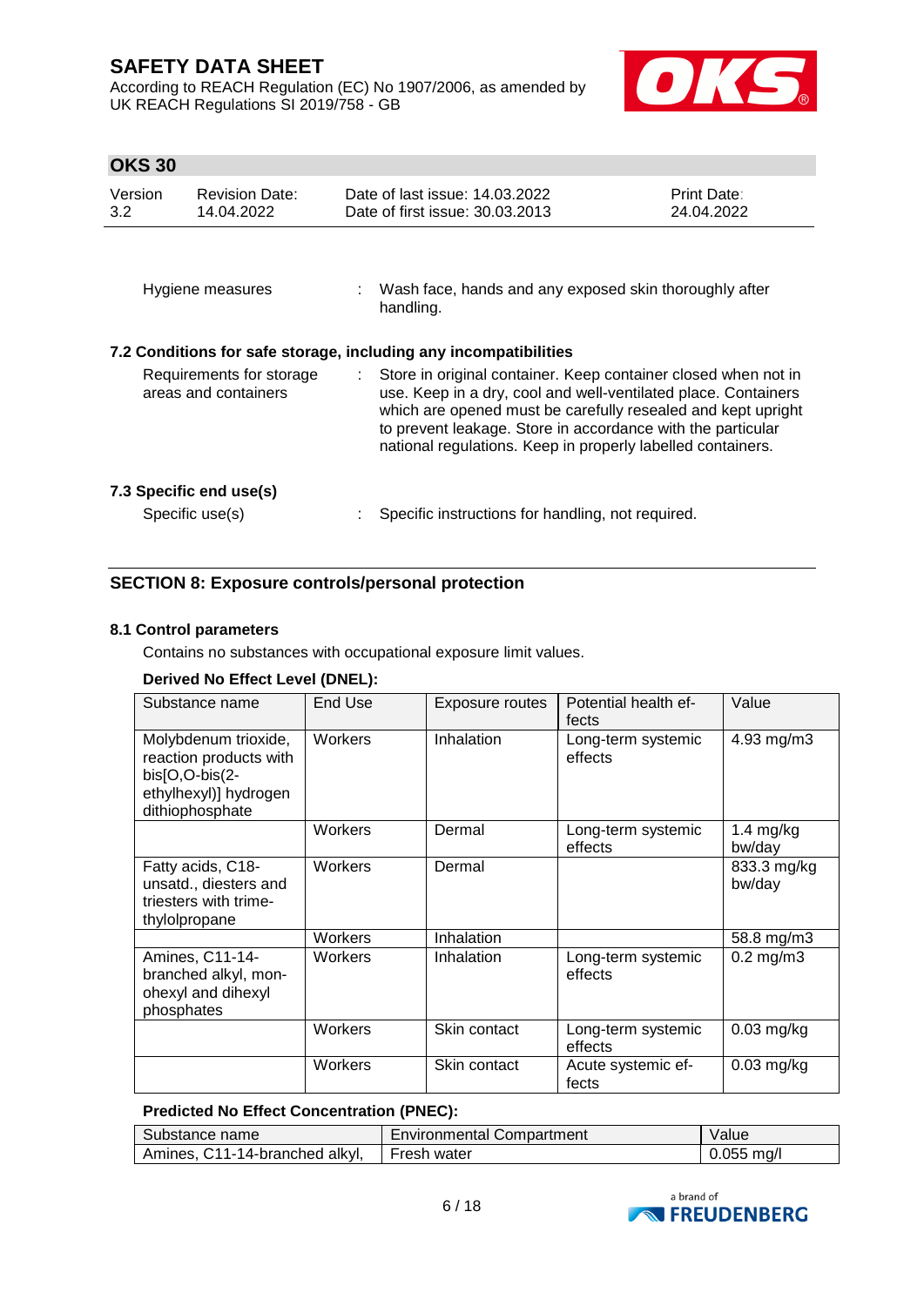Hygiene measures : Wash face, hands and any exposed skin thoroughly after handling.

### 7.2 Conditions for safe storage, including any incompatibilities

Requirements for storage areas and containers : Store in original container. Keep container closed when not in use. Keep in a dry, cool and well-ventilated place. Containers which are opened must be carefully resealed and kept upright to prevent leakage. Store in accordance with the particular national regulations. Keep in properly labelled containers.

### 7.3 Specific end use(s)

Specific use(s) : Specific instructions for handling, not required.

## SECTION 8: Exposure controls/personal protection

### 8.1 Control parameters

Contains no substances with occupational exposure limit values.

**Derived No Effect Level (DNEL):**

| Substance name | End Use | Exposure routes | Potential health effects | Value |
|---|---|---|---|---|
| Molybdenum trioxide, reaction products with bis[O,O-bis(2-ethylhexyl)] hydrogen dithiophosphate | Workers | Inhalation | Long-term systemic effects | 4.93 mg/m3 |
| | Workers | Dermal | Long-term systemic effects | 1.4 mg/kg bw/day |
| Fatty acids, C18-unsatd., diesters and triesters with trimethylolpropane | Workers | Dermal | | 833.3 mg/kg bw/day |
| | Workers | Inhalation | | 58.8 mg/m3 |
| Amines, C11-14-branched alkyl, monohexyl and dihexyl phosphates | Workers | Inhalation | Long-term systemic effects | 0.2 mg/m3 |
| | Workers | Skin contact | Long-term systemic effects | 0.03 mg/kg |
| | Workers | Skin contact | Acute systemic effects | 0.03 mg/kg |

**Predicted No Effect Concentration (PNEC):**

| Substance name | Environmental Compartment | Value |
|---|---|---|
| Amines, C11-14-branched alkyl, | Fresh water | 0.055 mg/l |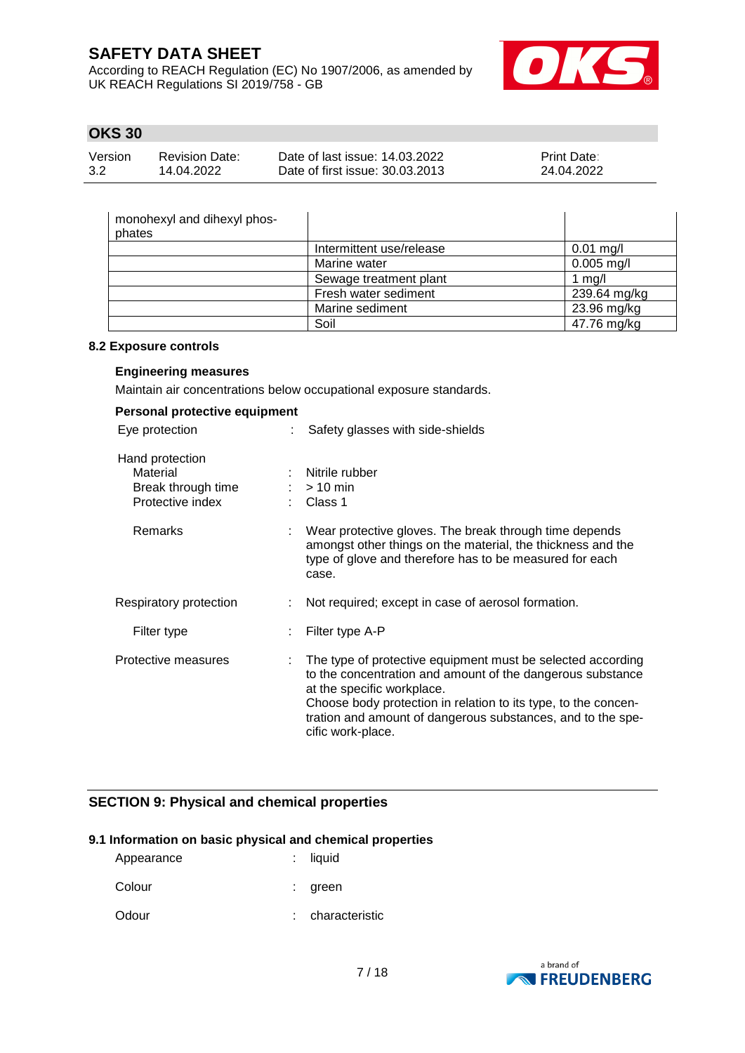| monohexyl and dihexyl phosphates | | |
|---|---|---|
| | Intermittent use/release | 0.01 mg/l |
| | Marine water | 0.005 mg/l |
| | Sewage treatment plant | 1 mg/l |
| | Fresh water sediment | 239.64 mg/kg |
| | Marine sediment | 23.96 mg/kg |
| | Soil | 47.76 mg/kg |

### 8.2 Exposure controls

**Engineering measures**

Maintain air concentrations below occupational exposure standards.

**Personal protective equipment**

Eye protection : Safety glasses with side-shields

Hand protection
- Material : Nitrile rubber
- Break through time : > 10 min
- Protective index : Class 1
- Remarks : Wear protective gloves. The break through time depends amongst other things on the material, the thickness and the type of glove and therefore has to be measured for each case.

Respiratory protection : Not required; except in case of aerosol formation.

- Filter type : Filter type A-P

Protective measures : The type of protective equipment must be selected according to the concentration and amount of the dangerous substance at the specific workplace.
Choose body protection in relation to its type, to the concentration and amount of dangerous substances, and to the specific work-place.

## SECTION 9: Physical and chemical properties

### 9.1 Information on basic physical and chemical properties

Appearance : liquid

Colour : green

Odour : characteristic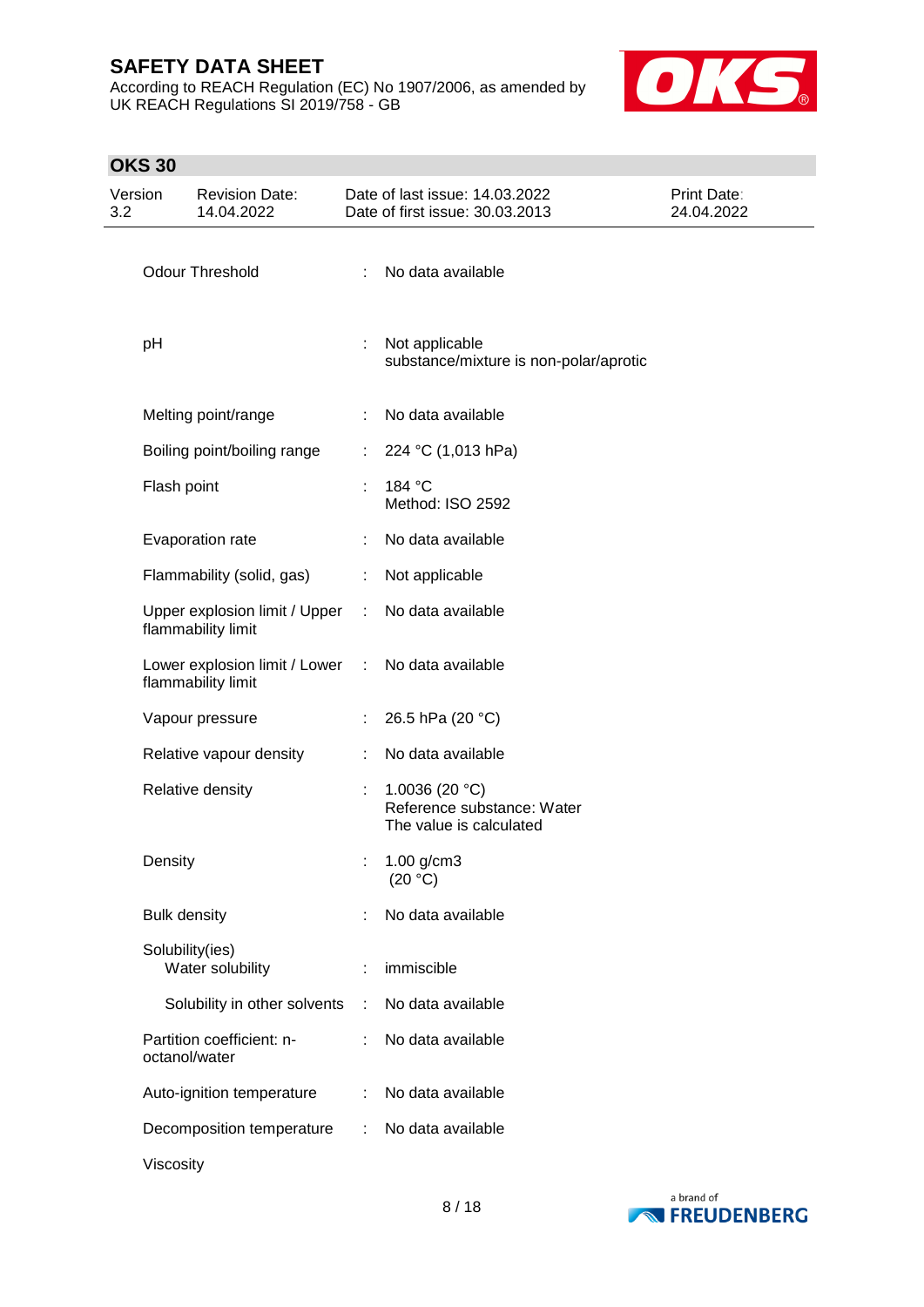| Property | | Value |
|---|---|---|
| Odour Threshold | : | No data available |
| pH | : | Not applicable<br>substance/mixture is non-polar/aprotic |
| Melting point/range | : | No data available |
| Boiling point/boiling range | : | 224 °C (1,013 hPa) |
| Flash point | : | 184 °C<br>Method: ISO 2592 |
| Evaporation rate | : | No data available |
| Flammability (solid, gas) | : | Not applicable |
| Upper explosion limit / Upper flammability limit | : | No data available |
| Lower explosion limit / Lower flammability limit | : | No data available |
| Vapour pressure | : | 26.5 hPa (20 °C) |
| Relative vapour density | : | No data available |
| Relative density | : | 1.0036 (20 °C)<br>Reference substance: Water<br>The value is calculated |
| Density | : | 1.00 g/cm3<br>(20 °C) |
| Bulk density | : | No data available |
| Solubility(ies)<br>Water solubility | : | immiscible |
| Solubility in other solvents | : | No data available |
| Partition coefficient: n-octanol/water | : | No data available |
| Auto-ignition temperature | : | No data available |
| Decomposition temperature | : | No data available |
| Viscosity | | |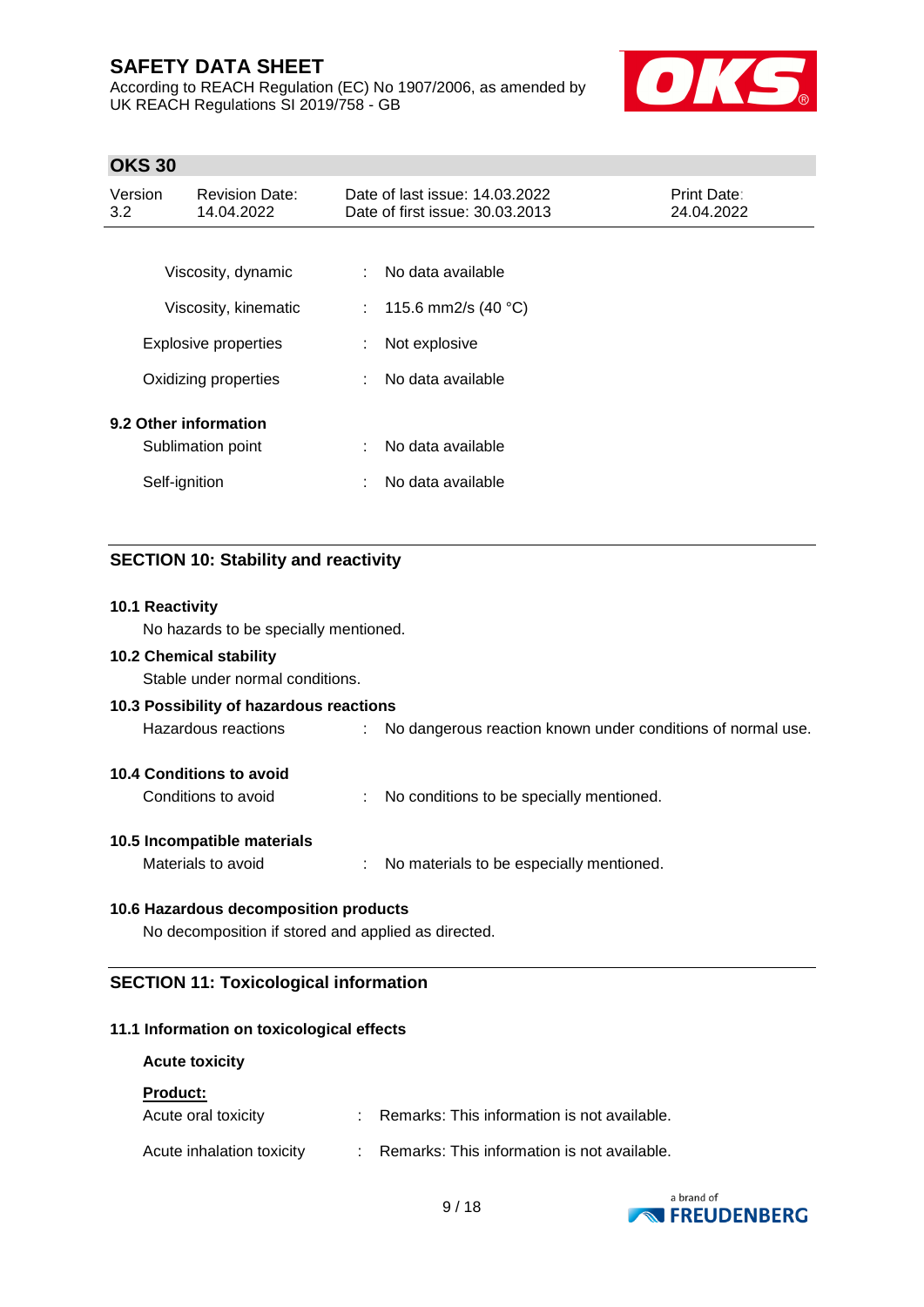| | | |
|---|---|---|
| Viscosity, dynamic | : | No data available |
| Viscosity, kinematic | : | 115.6 mm2/s (40 °C) |
| Explosive properties | : | Not explosive |
| Oxidizing properties | : | No data available |

**9.2 Other information**

| | | |
|---|---|---|
| Sublimation point | : | No data available |
| Self-ignition | : | No data available |

## SECTION 10: Stability and reactivity

**10.1 Reactivity**

No hazards to be specially mentioned.

**10.2 Chemical stability**

Stable under normal conditions.

**10.3 Possibility of hazardous reactions**

| | | |
|---|---|---|
| Hazardous reactions | : | No dangerous reaction known under conditions of normal use. |

**10.4 Conditions to avoid**

| | | |
|---|---|---|
| Conditions to avoid | : | No conditions to be specially mentioned. |

**10.5 Incompatible materials**

| | | |
|---|---|---|
| Materials to avoid | : | No materials to be especially mentioned. |

**10.6 Hazardous decomposition products**

No decomposition if stored and applied as directed.

## SECTION 11: Toxicological information

**11.1 Information on toxicological effects**

**Acute toxicity**

**Product:**

| | | |
|---|---|---|
| Acute oral toxicity | : | Remarks: This information is not available. |
| Acute inhalation toxicity | : | Remarks: This information is not available. |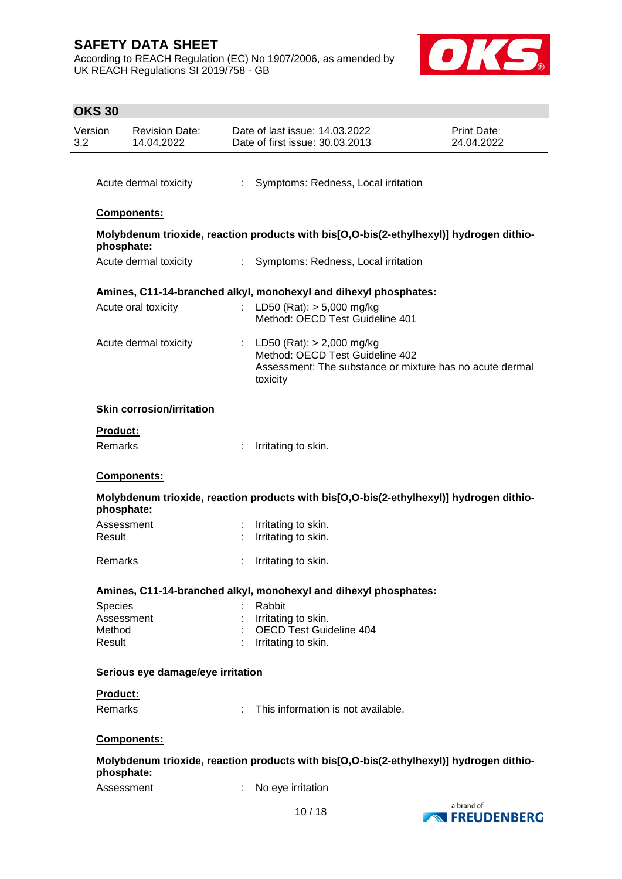Acute dermal toxicity : Symptoms: Redness, Local irritation

**Components:**

**Molybdenum trioxide, reaction products with bis[O,O-bis(2-ethylhexyl)] hydrogen dithiophosphate:**

Acute dermal toxicity : Symptoms: Redness, Local irritation

**Amines, C11-14-branched alkyl, monohexyl and dihexyl phosphates:**

Acute oral toxicity : LD50 (Rat): > 5,000 mg/kg
Method: OECD Test Guideline 401

Acute dermal toxicity : LD50 (Rat): > 2,000 mg/kg
Method: OECD Test Guideline 402
Assessment: The substance or mixture has no acute dermal toxicity

**Skin corrosion/irritation**

**Product:**

Remarks : Irritating to skin.

**Components:**

**Molybdenum trioxide, reaction products with bis[O,O-bis(2-ethylhexyl)] hydrogen dithiophosphate:**

Assessment : Irritating to skin.
Result : Irritating to skin.

Remarks : Irritating to skin.

**Amines, C11-14-branched alkyl, monohexyl and dihexyl phosphates:**

Species : Rabbit
Assessment : Irritating to skin.
Method : OECD Test Guideline 404
Result : Irritating to skin.

**Serious eye damage/eye irritation**

**Product:**

Remarks : This information is not available.

**Components:**

**Molybdenum trioxide, reaction products with bis[O,O-bis(2-ethylhexyl)] hydrogen dithiophosphate:**

Assessment : No eye irritation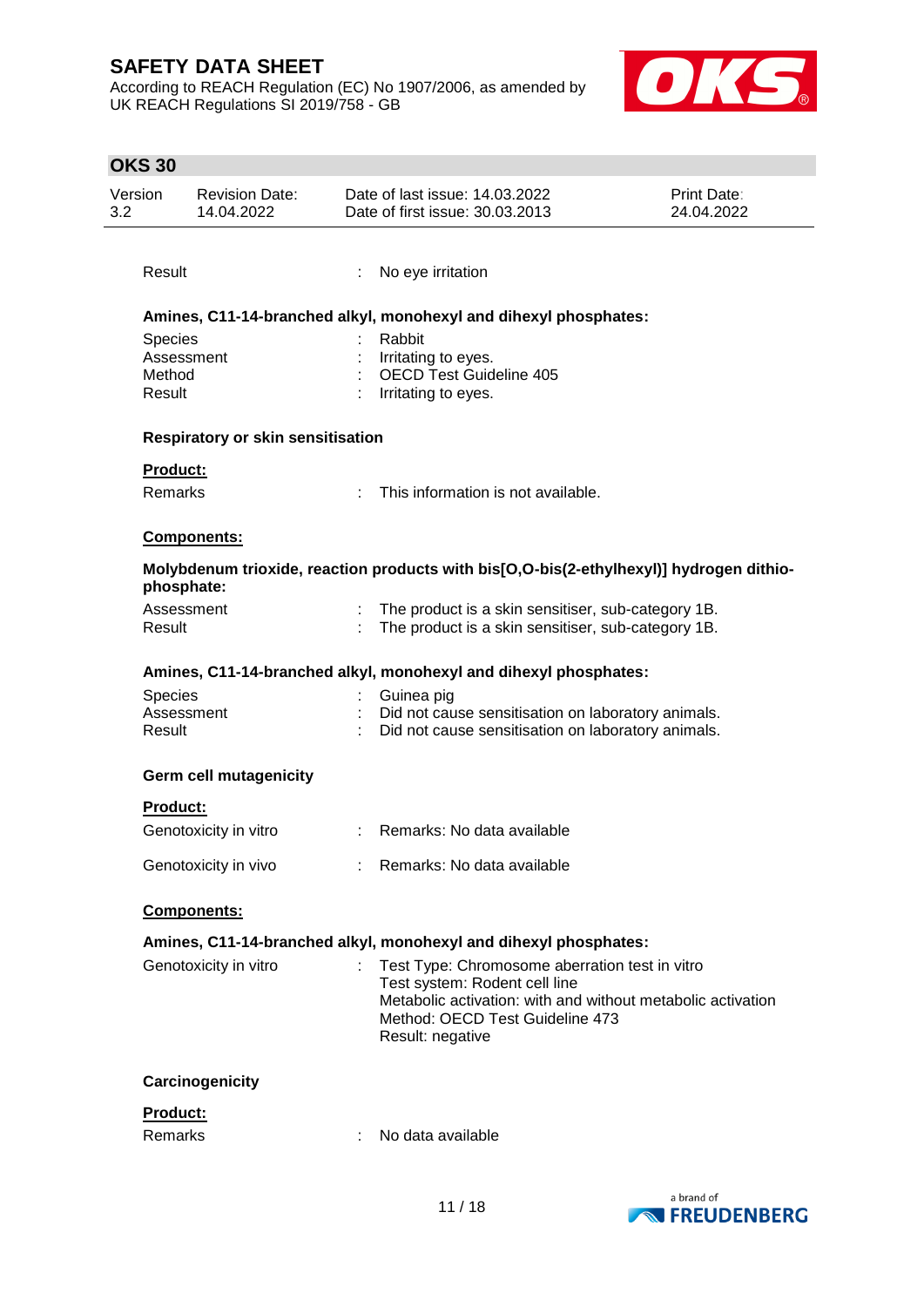| | | |
|---|---|---|
| Result | : | No eye irritation |

**Amines, C11-14-branched alkyl, monohexyl and dihexyl phosphates:**

| | | |
|---|---|---|
| Species | : | Rabbit |
| Assessment | : | Irritating to eyes. |
| Method | : | OECD Test Guideline 405 |
| Result | : | Irritating to eyes. |

**Respiratory or skin sensitisation**

**Product:**

| | | |
|---|---|---|
| Remarks | : | This information is not available. |

**Components:**

**Molybdenum trioxide, reaction products with bis[O,O-bis(2-ethylhexyl)] hydrogen dithiophosphate:**

| | | |
|---|---|---|
| Assessment | : | The product is a skin sensitiser, sub-category 1B. |
| Result | : | The product is a skin sensitiser, sub-category 1B. |

**Amines, C11-14-branched alkyl, monohexyl and dihexyl phosphates:**

| | | |
|---|---|---|
| Species | : | Guinea pig |
| Assessment | : | Did not cause sensitisation on laboratory animals. |
| Result | : | Did not cause sensitisation on laboratory animals. |

**Germ cell mutagenicity**

**Product:**

| | | |
|---|---|---|
| Genotoxicity in vitro | : | Remarks: No data available |
| Genotoxicity in vivo | : | Remarks: No data available |

**Components:**

**Amines, C11-14-branched alkyl, monohexyl and dihexyl phosphates:**

| | | |
|---|---|---|
| Genotoxicity in vitro | : | Test Type: Chromosome aberration test in vitro<br>Test system: Rodent cell line<br>Metabolic activation: with and without metabolic activation<br>Method: OECD Test Guideline 473<br>Result: negative |

**Carcinogenicity**

**Product:**

| | | |
|---|---|---|
| Remarks | : | No data available |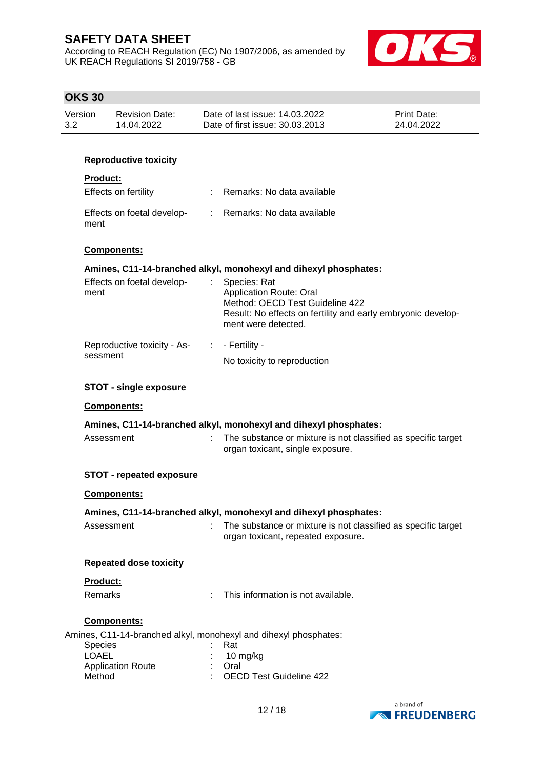**Reproductive toxicity**

**Product:**

| | | |
|---|---|---|
| Effects on fertility | : | Remarks: No data available |
| Effects on foetal development | : | Remarks: No data available |

**Components:**

**Amines, C11-14-branched alkyl, monohexyl and dihexyl phosphates:**

| | | |
|---|---|---|
| Effects on foetal development | : | Species: Rat<br>Application Route: Oral<br>Method: OECD Test Guideline 422<br>Result: No effects on fertility and early embryonic development were detected. |
| Reproductive toxicity - Assessment | : | - Fertility -<br>No toxicity to reproduction |

**STOT - single exposure**

**Components:**

**Amines, C11-14-branched alkyl, monohexyl and dihexyl phosphates:**

| | | |
|---|---|---|
| Assessment | : | The substance or mixture is not classified as specific target organ toxicant, single exposure. |

**STOT - repeated exposure**

**Components:**

**Amines, C11-14-branched alkyl, monohexyl and dihexyl phosphates:**

| | | |
|---|---|---|
| Assessment | : | The substance or mixture is not classified as specific target organ toxicant, repeated exposure. |

**Repeated dose toxicity**

**Product:**

| | | |
|---|---|---|
| Remarks | : | This information is not available. |

**Components:**

Amines, C11-14-branched alkyl, monohexyl and dihexyl phosphates:

| | | |
|---|---|---|
| Species | : | Rat |
| LOAEL | : | 10 mg/kg |
| Application Route | : | Oral |
| Method | : | OECD Test Guideline 422 |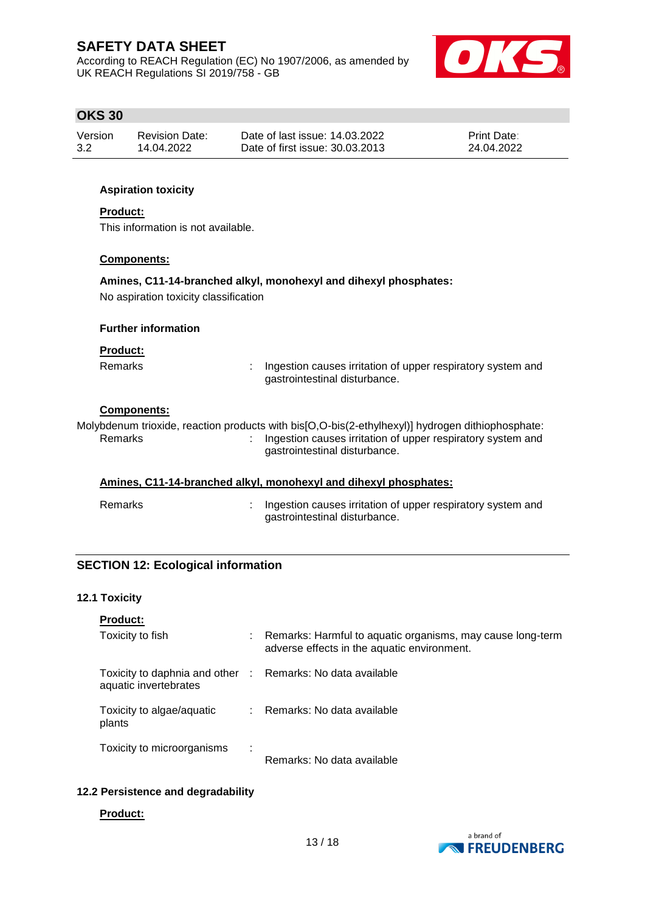**Aspiration toxicity**

**Product:**

This information is not available.

**Components:**

**Amines, C11-14-branched alkyl, monohexyl and dihexyl phosphates:**

No aspiration toxicity classification

**Further information**

**Product:**

Remarks : Ingestion causes irritation of upper respiratory system and gastrointestinal disturbance.

**Components:**

Molybdenum trioxide, reaction products with bis[O,O-bis(2-ethylhexyl)] hydrogen dithiophosphate:

Remarks : Ingestion causes irritation of upper respiratory system and gastrointestinal disturbance.

**Amines, C11-14-branched alkyl, monohexyl and dihexyl phosphates:**

Remarks : Ingestion causes irritation of upper respiratory system and gastrointestinal disturbance.

## SECTION 12: Ecological information

### 12.1 Toxicity

**Product:**

Toxicity to fish : Remarks: Harmful to aquatic organisms, may cause long-term adverse effects in the aquatic environment.

Toxicity to daphnia and other aquatic invertebrates : Remarks: No data available

Toxicity to algae/aquatic plants : Remarks: No data available

Toxicity to microorganisms : Remarks: No data available

### 12.2 Persistence and degradability

**Product:**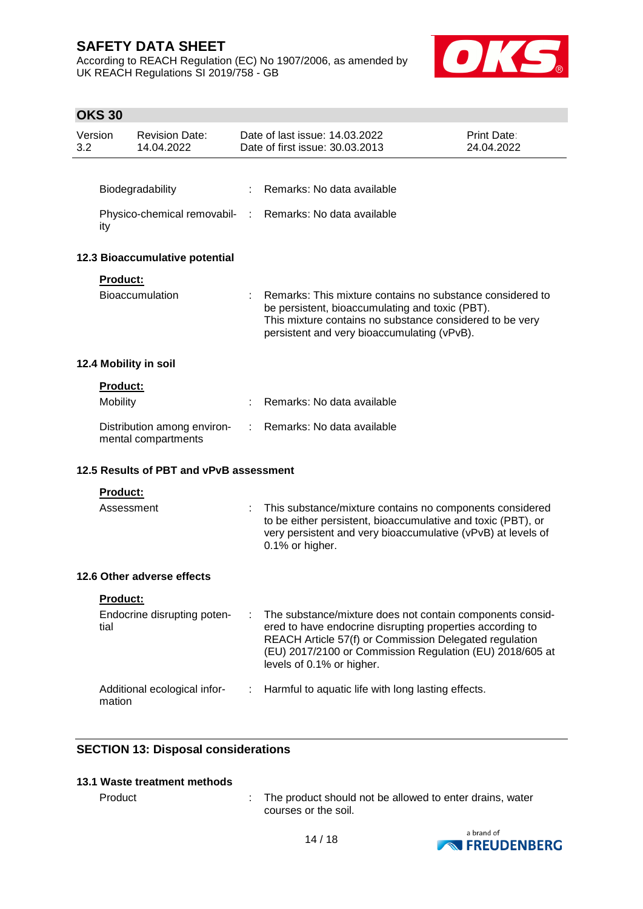| | | |
|---|---|---|
| Biodegradability | : | Remarks: No data available |
| Physico-chemical removability | : | Remarks: No data available |

### 12.3 Bioaccumulative potential

**Product:**

| | | |
|---|---|---|
| Bioaccumulation | : | Remarks: This mixture contains no substance considered to be persistent, bioaccumulating and toxic (PBT). This mixture contains no substance considered to be very persistent and very bioaccumulating (vPvB). |

### 12.4 Mobility in soil

**Product:**

| | | |
|---|---|---|
| Mobility | : | Remarks: No data available |
| Distribution among environmental compartments | : | Remarks: No data available |

### 12.5 Results of PBT and vPvB assessment

**Product:**

| | | |
|---|---|---|
| Assessment | : | This substance/mixture contains no components considered to be either persistent, bioaccumulative and toxic (PBT), or very persistent and very bioaccumulative (vPvB) at levels of 0.1% or higher. |

### 12.6 Other adverse effects

**Product:**

| | | |
|---|---|---|
| Endocrine disrupting potential | : | The substance/mixture does not contain components considered to have endocrine disrupting properties according to REACH Article 57(f) or Commission Delegated regulation (EU) 2017/2100 or Commission Regulation (EU) 2018/605 at levels of 0.1% or higher. |
| Additional ecological information | : | Harmful to aquatic life with long lasting effects. |

## SECTION 13: Disposal considerations

### 13.1 Waste treatment methods

| | | |
|---|---|---|
| Product | : | The product should not be allowed to enter drains, water courses or the soil. |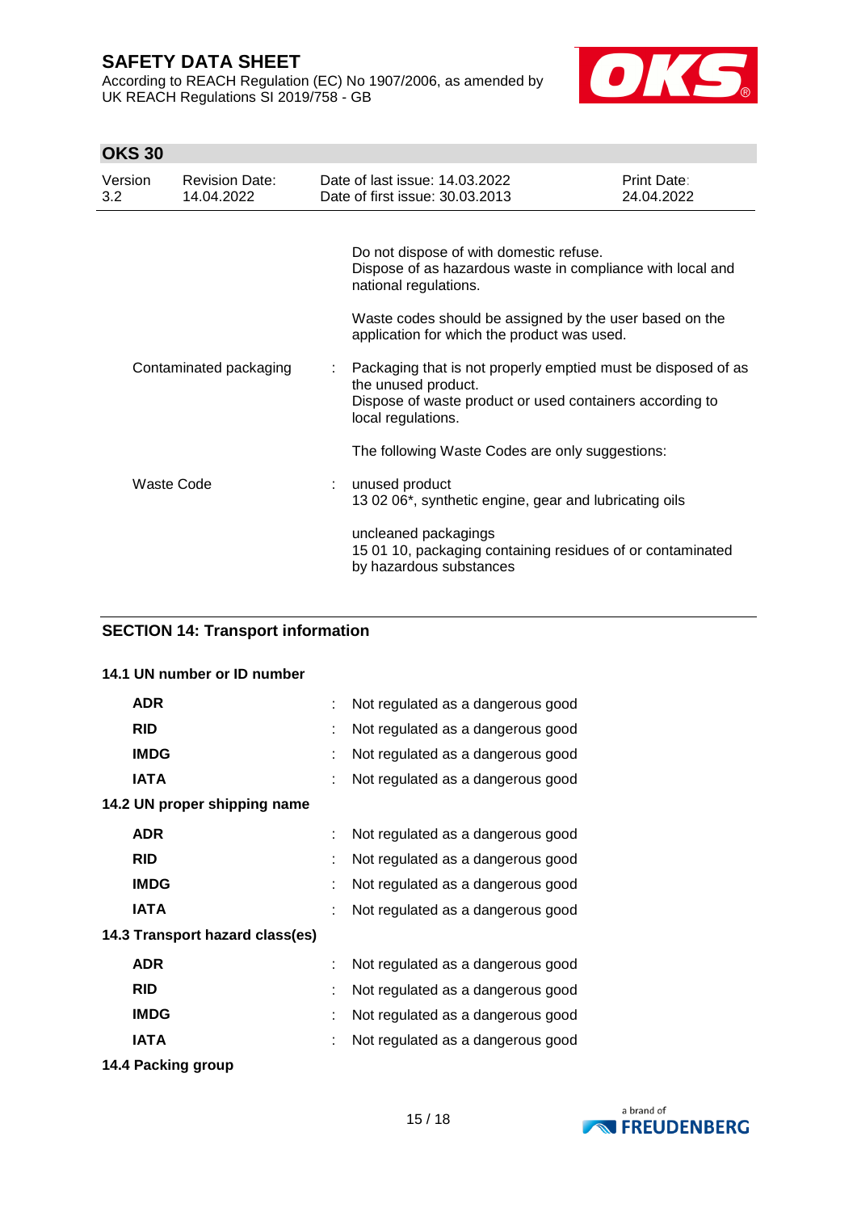Do not dispose of with domestic refuse.
Dispose of as hazardous waste in compliance with local and national regulations.

Waste codes should be assigned by the user based on the application for which the product was used.

| | | |
|---|---|---|
| Contaminated packaging | : | Packaging that is not properly emptied must be disposed of as the unused product.<br>Dispose of waste product or used containers according to local regulations.<br><br>The following Waste Codes are only suggestions: |
| Waste Code | : | unused product<br>13 02 06*, synthetic engine, gear and lubricating oils<br><br>uncleaned packagings<br>15 01 10, packaging containing residues of or contaminated by hazardous substances |

## SECTION 14: Transport information

### 14.1 UN number or ID number

| | | |
|---|---|---|
| **ADR** | : | Not regulated as a dangerous good |
| **RID** | : | Not regulated as a dangerous good |
| **IMDG** | : | Not regulated as a dangerous good |
| **IATA** | : | Not regulated as a dangerous good |

### 14.2 UN proper shipping name

| | | |
|---|---|---|
| **ADR** | : | Not regulated as a dangerous good |
| **RID** | : | Not regulated as a dangerous good |
| **IMDG** | : | Not regulated as a dangerous good |
| **IATA** | : | Not regulated as a dangerous good |

### 14.3 Transport hazard class(es)

| | | |
|---|---|---|
| **ADR** | : | Not regulated as a dangerous good |
| **RID** | : | Not regulated as a dangerous good |
| **IMDG** | : | Not regulated as a dangerous good |
| **IATA** | : | Not regulated as a dangerous good |

### 14.4 Packing group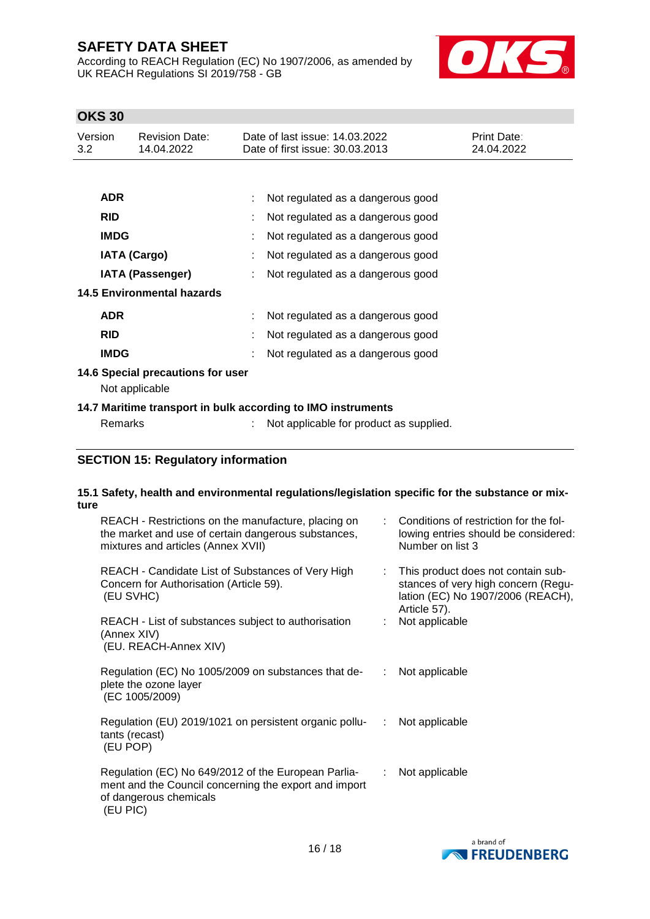| | | |
|---|---|---|
| **ADR** | : | Not regulated as a dangerous good |
| **RID** | : | Not regulated as a dangerous good |
| **IMDG** | : | Not regulated as a dangerous good |
| **IATA (Cargo)** | : | Not regulated as a dangerous good |
| **IATA (Passenger)** | : | Not regulated as a dangerous good |

**14.5 Environmental hazards**

| | | |
|---|---|---|
| **ADR** | : | Not regulated as a dangerous good |
| **RID** | : | Not regulated as a dangerous good |
| **IMDG** | : | Not regulated as a dangerous good |

**14.6 Special precautions for user**

Not applicable

**14.7 Maritime transport in bulk according to IMO instruments**

| | | |
|---|---|---|
| Remarks | : | Not applicable for product as supplied. |

## SECTION 15: Regulatory information

**15.1 Safety, health and environmental regulations/legislation specific for the substance or mixture**

| | | |
|---|---|---|
| REACH - Restrictions on the manufacture, placing on the market and use of certain dangerous substances, mixtures and articles (Annex XVII) | : | Conditions of restriction for the following entries should be considered: Number on list 3 |
| REACH - Candidate List of Substances of Very High Concern for Authorisation (Article 59). (EU SVHC) | : | This product does not contain substances of very high concern (Regulation (EC) No 1907/2006 (REACH), Article 57). |
| REACH - List of substances subject to authorisation (Annex XIV) (EU. REACH-Annex XIV) | : | Not applicable |
| Regulation (EC) No 1005/2009 on substances that deplete the ozone layer (EC 1005/2009) | : | Not applicable |
| Regulation (EU) 2019/1021 on persistent organic pollutants (recast) (EU POP) | : | Not applicable |
| Regulation (EC) No 649/2012 of the European Parliament and the Council concerning the export and import of dangerous chemicals (EU PIC) | : | Not applicable |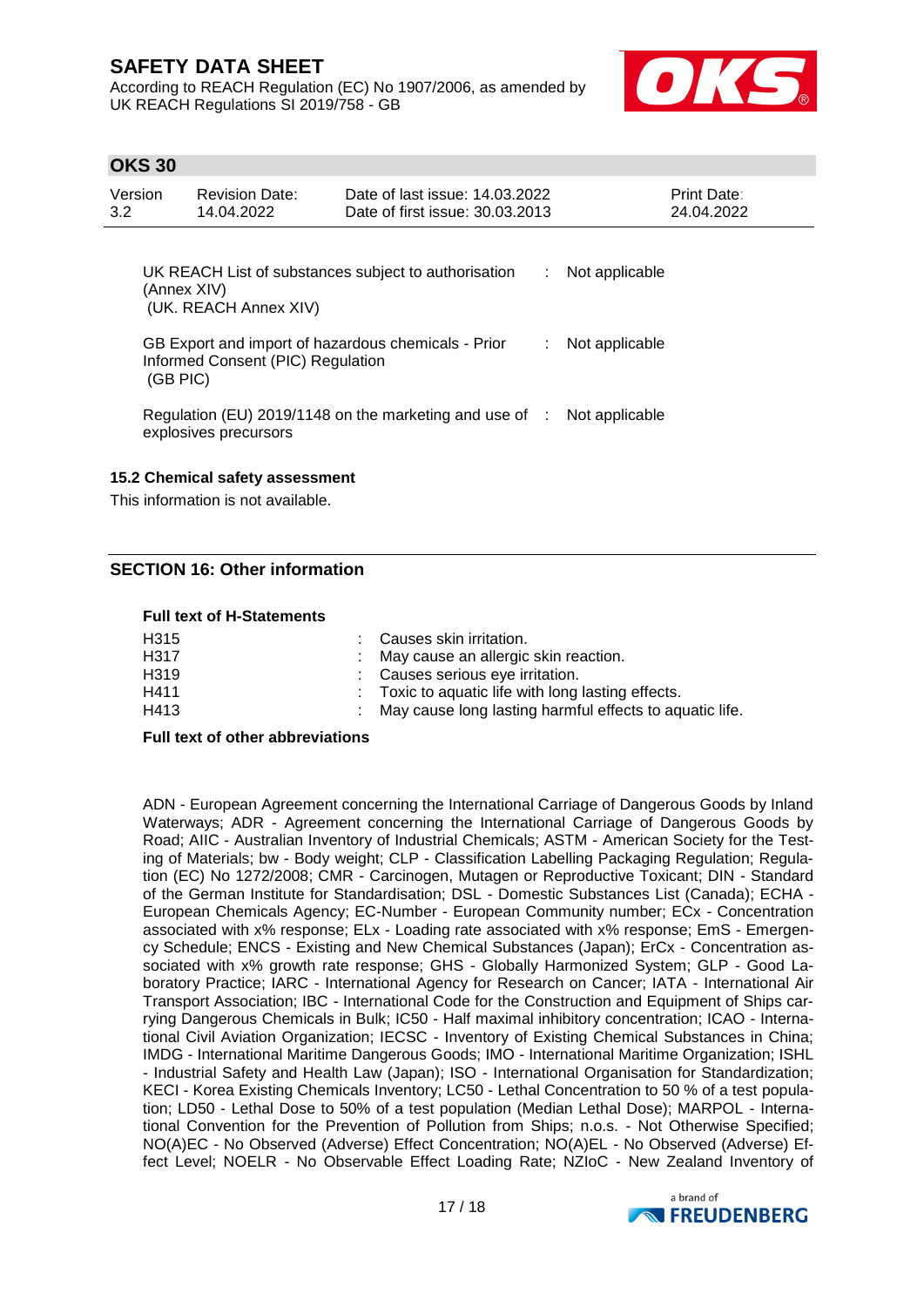| | | |
|---|---|---|
| UK REACH List of substances subject to authorisation (Annex XIV) (UK. REACH Annex XIV) | : | Not applicable |
| GB Export and import of hazardous chemicals - Prior Informed Consent (PIC) Regulation (GB PIC) | : | Not applicable |
| Regulation (EU) 2019/1148 on the marketing and use of explosives precursors | : | Not applicable |

### 15.2 Chemical safety assessment

This information is not available.

## SECTION 16: Other information

**Full text of H-Statements**

| | | |
|---|---|---|
| H315 | : | Causes skin irritation. |
| H317 | : | May cause an allergic skin reaction. |
| H319 | : | Causes serious eye irritation. |
| H411 | : | Toxic to aquatic life with long lasting effects. |
| H413 | : | May cause long lasting harmful effects to aquatic life. |

**Full text of other abbreviations**

ADN - European Agreement concerning the International Carriage of Dangerous Goods by Inland Waterways; ADR - Agreement concerning the International Carriage of Dangerous Goods by Road; AIIC - Australian Inventory of Industrial Chemicals; ASTM - American Society for the Testing of Materials; bw - Body weight; CLP - Classification Labelling Packaging Regulation; Regulation (EC) No 1272/2008; CMR - Carcinogen, Mutagen or Reproductive Toxicant; DIN - Standard of the German Institute for Standardisation; DSL - Domestic Substances List (Canada); ECHA - European Chemicals Agency; EC-Number - European Community number; ECx - Concentration associated with x% response; ELx - Loading rate associated with x% response; EmS - Emergency Schedule; ENCS - Existing and New Chemical Substances (Japan); ErCx - Concentration associated with x% growth rate response; GHS - Globally Harmonized System; GLP - Good Laboratory Practice; IARC - International Agency for Research on Cancer; IATA - International Air Transport Association; IBC - International Code for the Construction and Equipment of Ships carrying Dangerous Chemicals in Bulk; IC50 - Half maximal inhibitory concentration; ICAO - International Civil Aviation Organization; IECSC - Inventory of Existing Chemical Substances in China; IMDG - International Maritime Dangerous Goods; IMO - International Maritime Organization; ISHL - Industrial Safety and Health Law (Japan); ISO - International Organisation for Standardization; KECI - Korea Existing Chemicals Inventory; LC50 - Lethal Concentration to 50 % of a test population; LD50 - Lethal Dose to 50% of a test population (Median Lethal Dose); MARPOL - International Convention for the Prevention of Pollution from Ships; n.o.s. - Not Otherwise Specified; NO(A)EC - No Observed (Adverse) Effect Concentration; NO(A)EL - No Observed (Adverse) Effect Level; NOELR - No Observable Effect Loading Rate; NZIoC - New Zealand Inventory of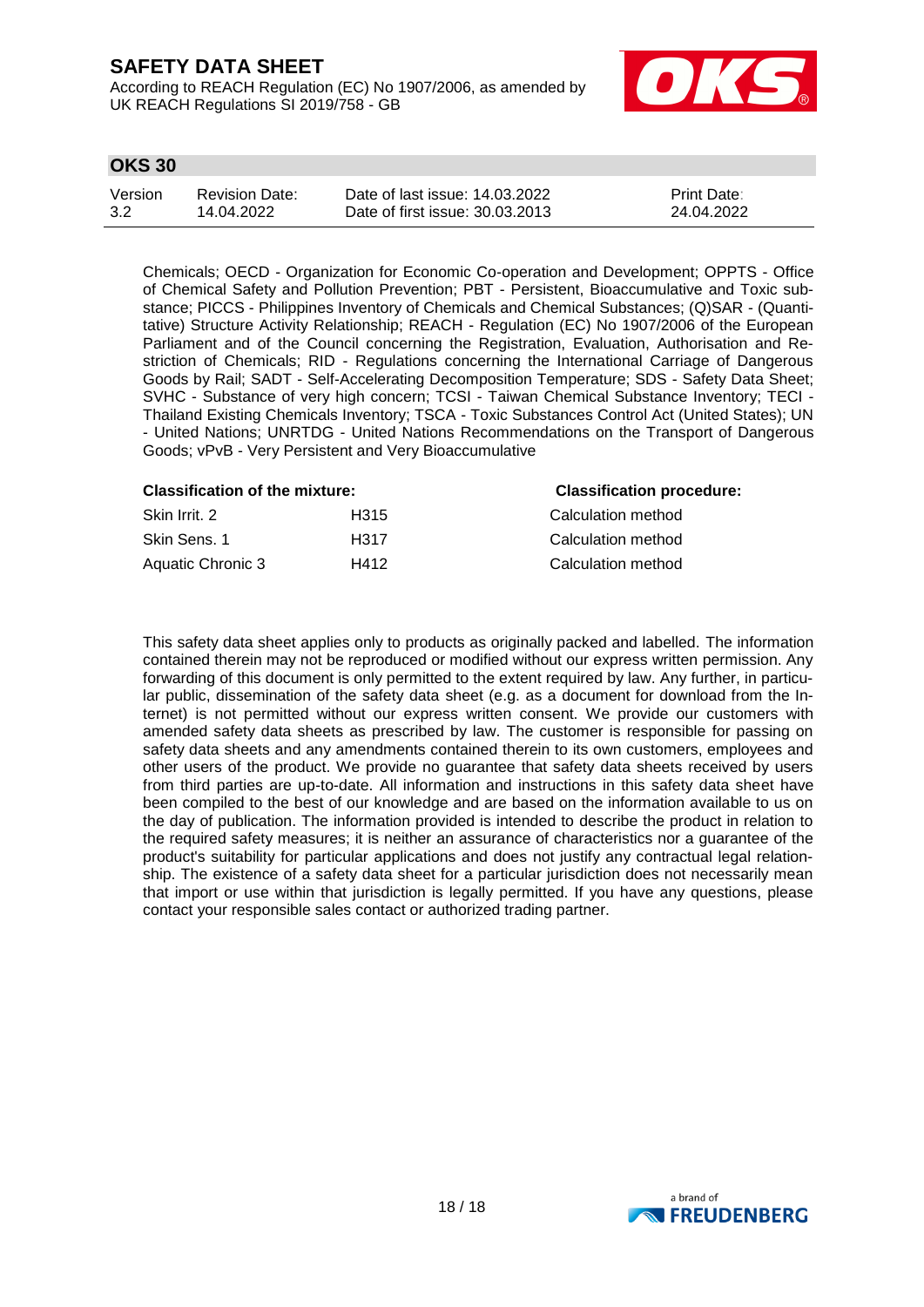Chemicals; OECD - Organization for Economic Co-operation and Development; OPPTS - Office of Chemical Safety and Pollution Prevention; PBT - Persistent, Bioaccumulative and Toxic substance; PICCS - Philippines Inventory of Chemicals and Chemical Substances; (Q)SAR - (Quantitative) Structure Activity Relationship; REACH - Regulation (EC) No 1907/2006 of the European Parliament and of the Council concerning the Registration, Evaluation, Authorisation and Restriction of Chemicals; RID - Regulations concerning the International Carriage of Dangerous Goods by Rail; SADT - Self-Accelerating Decomposition Temperature; SDS - Safety Data Sheet; SVHC - Substance of very high concern; TCSI - Taiwan Chemical Substance Inventory; TECI - Thailand Existing Chemicals Inventory; TSCA - Toxic Substances Control Act (United States); UN - United Nations; UNRTDG - United Nations Recommendations on the Transport of Dangerous Goods; vPvB - Very Persistent and Very Bioaccumulative

| **Classification of the mixture:** | | **Classification procedure:** |
|---|---|---|
| Skin Irrit. 2 | H315 | Calculation method |
| Skin Sens. 1 | H317 | Calculation method |
| Aquatic Chronic 3 | H412 | Calculation method |

This safety data sheet applies only to products as originally packed and labelled. The information contained therein may not be reproduced or modified without our express written permission. Any forwarding of this document is only permitted to the extent required by law. Any further, in particular public, dissemination of the safety data sheet (e.g. as a document for download from the Internet) is not permitted without our express written consent. We provide our customers with amended safety data sheets as prescribed by law. The customer is responsible for passing on safety data sheets and any amendments contained therein to its own customers, employees and other users of the product. We provide no guarantee that safety data sheets received by users from third parties are up-to-date. All information and instructions in this safety data sheet have been compiled to the best of our knowledge and are based on the information available to us on the day of publication. The information provided is intended to describe the product in relation to the required safety measures; it is neither an assurance of characteristics nor a guarantee of the product's suitability for particular applications and does not justify any contractual legal relationship. The existence of a safety data sheet for a particular jurisdiction does not necessarily mean that import or use within that jurisdiction is legally permitted. If you have any questions, please contact your responsible sales contact or authorized trading partner.